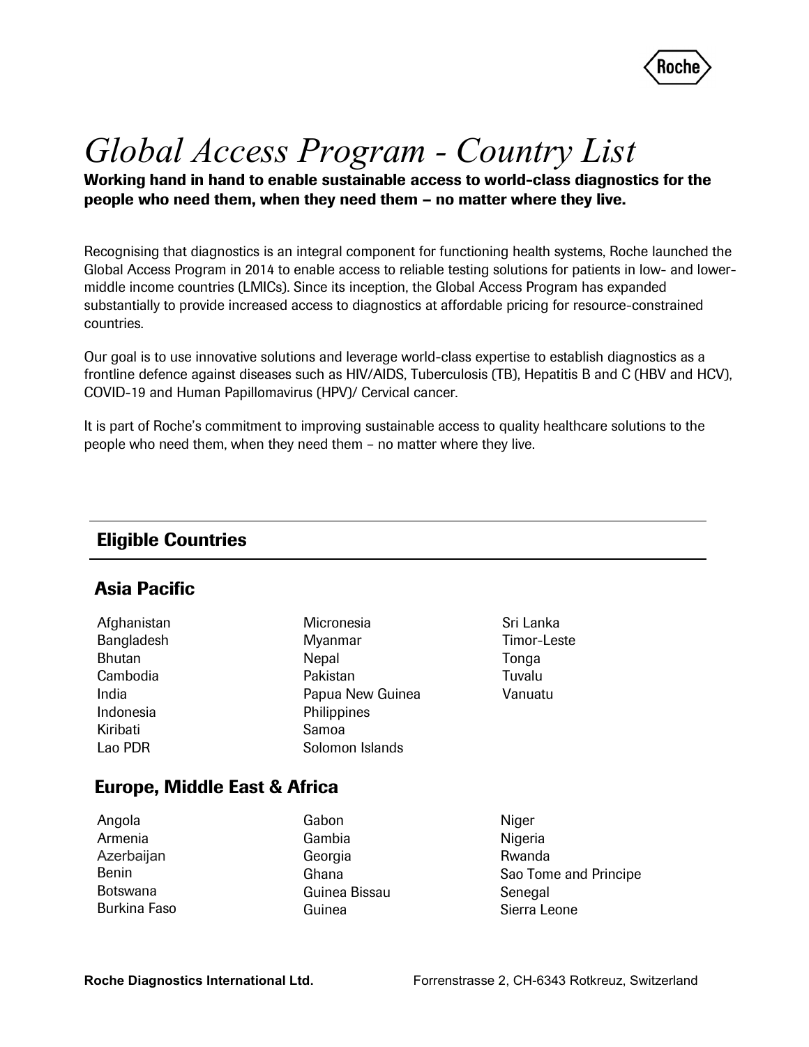# *Global Access Program - Country List*

**Working hand in hand to enable sustainable access to world-class diagnostics for the people who need them, when they need them – no matter where they live.**

Recognising that diagnostics is an integral component for functioning health systems, Roche launched the Global Access Program in 2014 to enable access to reliable testing solutions for patients in low- and lower-middle income countries (LMICs). Since its inception, the Global Access Program has expanded substantially to provide increased access to diagnostics at affordable pricing for resource-constrained countries.

Our goal is to use innovative solutions and leverage world-class expertise to establish diagnostics as a frontline defence against diseases such as HIV/AIDS, Tuberculosis (TB), Hepatitis B and C (HBV and HCV), COVID-19 and Human Papillomavirus (HPV)/ Cervical cancer.

It is part of Roche's commitment to improving sustainable access to quality healthcare solutions to the people who need them, when they need them – no matter where they live.

## Eligible Countries

### Asia Pacific

- Afghanistan
- Bangladesh
- Bhutan
- Cambodia
- India
- Indonesia
- Kiribati
- Lao PDR
- Micronesia
- Myanmar
- Nepal
- Pakistan
- Papua New Guinea
- Philippines
- Samoa
- Solomon Islands
- Sri Lanka
- Timor-Leste
- Tonga
- Tuvalu
- Vanuatu

### Europe, Middle East & Africa

- Angola
- Armenia
- Azerbaijan
- Benin
- Botswana
- Burkina Faso
- Gabon
- Gambia
- Georgia
- Ghana
- Guinea Bissau
- Guinea
- Niger
- Nigeria
- Rwanda
- Sao Tome and Principe
- Senegal
- Sierra Leone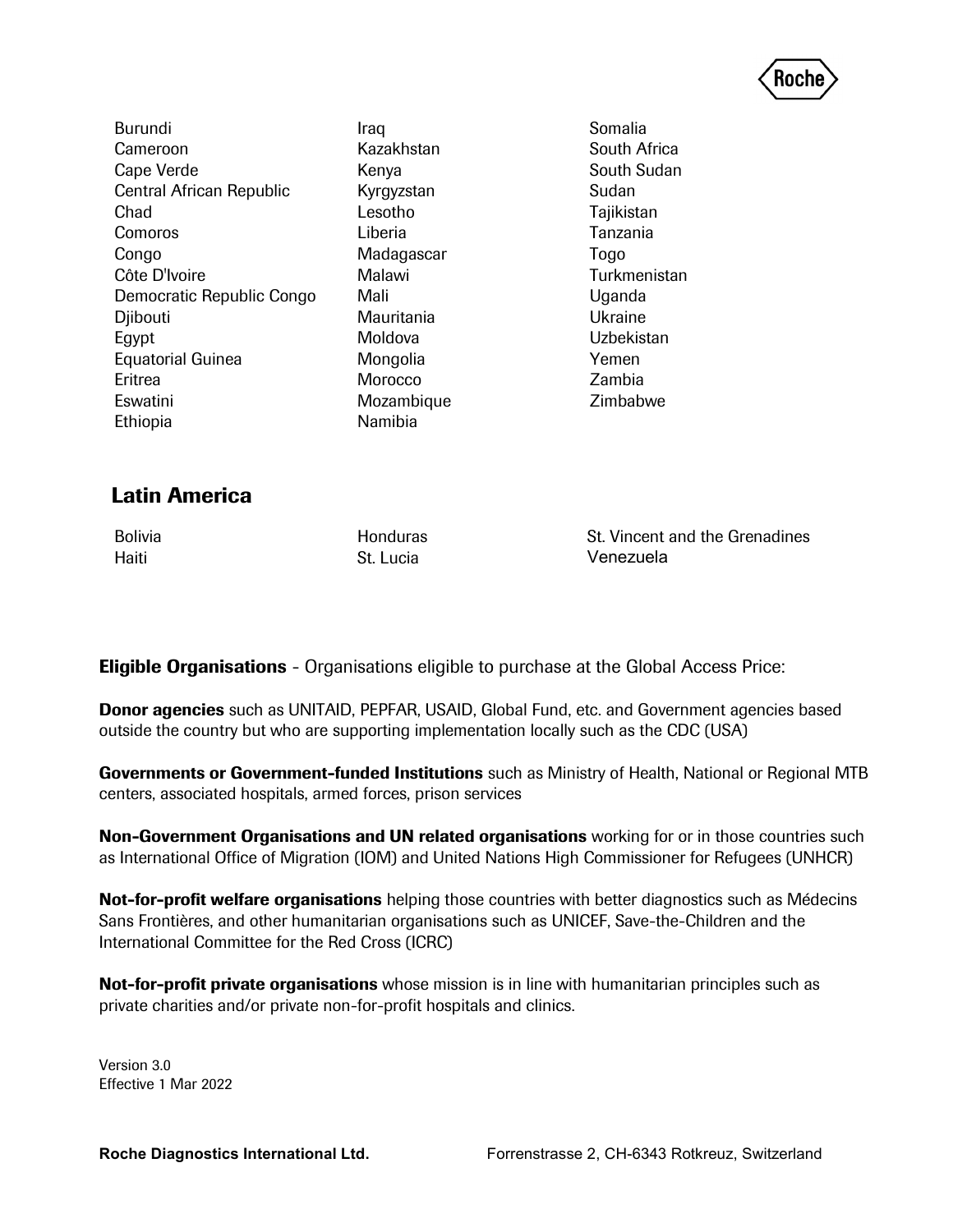- Burundi
- Cameroon
- Cape Verde
- Central African Republic
- Chad
- Comoros
- Congo
- Côte D'Ivoire
- Democratic Republic Congo
- Djibouti
- Egypt
- Equatorial Guinea
- Eritrea
- Eswatini
- Ethiopia
- Iraq
- Kazakhstan
- Kenya
- Kyrgyzstan
- Lesotho
- Liberia
- Madagascar
- Malawi
- Mali
- Mauritania
- Moldova
- Mongolia
- Morocco
- Mozambique
- Namibia
- Somalia
- South Africa
- South Sudan
- Sudan
- Tajikistan
- Tanzania
- Togo
- Turkmenistan
- Uganda
- Ukraine
- Uzbekistan
- Yemen
- Zambia
- Zimbabwe

## Latin America

- Bolivia
- Haiti
- Honduras
- St. Lucia
- St. Vincent and the Grenadines
- Venezuela

**Eligible Organisations** - Organisations eligible to purchase at the Global Access Price:

**Donor agencies** such as UNITAID, PEPFAR, USAID, Global Fund, etc. and Government agencies based outside the country but who are supporting implementation locally such as the CDC (USA)

**Governments or Government-funded Institutions** such as Ministry of Health, National or Regional MTB centers, associated hospitals, armed forces, prison services

**Non-Government Organisations and UN related organisations** working for or in those countries such as International Office of Migration (IOM) and United Nations High Commissioner for Refugees (UNHCR)

**Not-for-profit welfare organisations** helping those countries with better diagnostics such as Médecins Sans Frontières, and other humanitarian organisations such as UNICEF, Save-the-Children and the International Committee for the Red Cross (ICRC)

**Not-for-profit private organisations** whose mission is in line with humanitarian principles such as private charities and/or private non-for-profit hospitals and clinics.

Version 3.0
Effective 1 Mar 2022